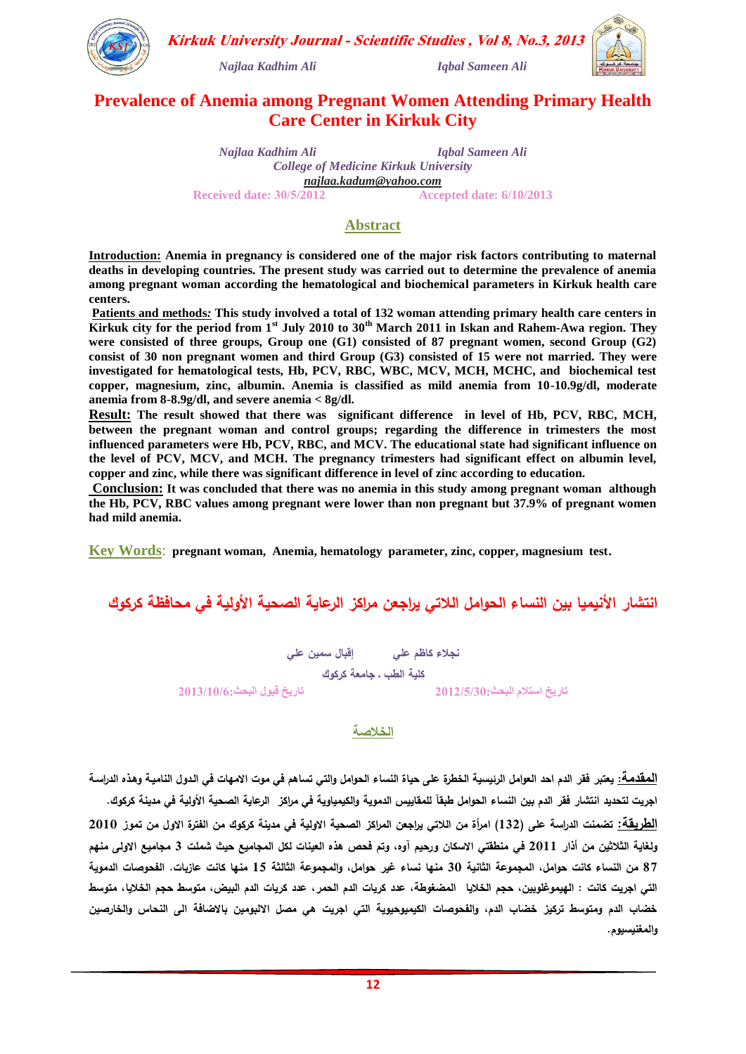# Prevalence of Anemia among Pregnant Women Attending Primary Health Care Center in Kirkuk City

*Najlaa Kadhim Ali* *Iqbal Sameen Ali*

*College of Medicine Kirkuk University*

*najlaa.kadum@yahoo.com*

Received date: 30/5/2012 Accepted date: 6/10/2013

## Abstract

**Introduction: Anemia in pregnancy is considered one of the major risk factors contributing to maternal deaths in developing countries. The present study was carried out to determine the prevalence of anemia among pregnant woman according the hematological and biochemical parameters in Kirkuk health care centers.**

**Patients and methods: This study involved a total of 132 woman attending primary health care centers in Kirkuk city for the period from 1st July 2010 to 30th March 2011 in Iskan and Rahem-Awa region. They were consisted of three groups, Group one (G1) consisted of 87 pregnant women, second Group (G2) consist of 30 non pregnant women and third Group (G3) consisted of 15 were not married. They were investigated for hematological tests, Hb, PCV, RBC, WBC, MCV, MCH, MCHC, and biochemical test copper, magnesium, zinc, albumin. Anemia is classified as mild anemia from 10-10.9g/dl, moderate anemia from 8-8.9g/dl, and severe anemia < 8g/dl.**

**Result: The result showed that there was significant difference in level of Hb, PCV, RBC, MCH, between the pregnant woman and control groups; regarding the difference in trimesters the most influenced parameters were Hb, PCV, RBC, and MCV. The educational state had significant influence on the level of PCV, MCV, and MCH. The pregnancy trimesters had significant effect on albumin level, copper and zinc, while there was significant difference in level of zinc according to education.**

**Conclusion: It was concluded that there was no anemia in this study among pregnant woman although the Hb, PCV, RBC values among pregnant were lower than non pregnant but 37.9% of pregnant women had mild anemia.**

**Key Words**: **pregnant woman, Anemia, hematology parameter, zinc, copper, magnesium test.**

# انتشار الأنيميا بين النساء الحوامل اللاتي يراجعن مراكز الرعاية الصحية الأولية في محافظة كركوك

نجلاء كاظم علي إقبال سمين علي

كلية الطب . جامعة كركوك

تاريخ استلام البحث:2012/5/30 تاريخ قبول البحث:2013/10/6

## الخلاصة

**المقدمة:** يعتبر فقر الدم احد العوامل الرئيسية الخطرة على حياة النساء الحوامل والتي تساهم في موت الامهات في الدول النامية وهذه الدراسة اجريت لتحديد انتشار فقر الدم بين النساء الحوامل طبقآ للمقاييس الدموية والكيمياوية في مراكز الرعاية الصحية الأولية في مدينة كركوك.

**الطريقة:** تضمنت الدراسة على (132) امرأة من اللاتي يراجعن المراكز الصحية الاولية في مدينة كركوك من الفترة الاول من تموز 2010 ولغاية الثلاثين من أذار 2011 في منطقتي الاسكان ورحيم آوه، وتم فحص هذه العينات لكل المجاميع حيث شملت 3 مجاميع الاولى منهم 87 من النساء كانت حوامل، المجموعة الثانية 30 منها نساء غير حوامل، والمجموعة الثالثة 15 منها كانت عازبات. الفحوصات الدموية التي اجريت كانت : الهيموغلوبين، حجم الخلايا المضغوطة، عدد كريات الدم الحمر، عدد كريات الدم البيض، متوسط حجم الخلايا، متوسط خضاب الدم ومتوسط تركيز خضاب الدم، والفحوصات الكيميوحيوية التي اجريت هي مصل الالبومين بالاضافة الى النحاس والخارصين والمغنيسيوم.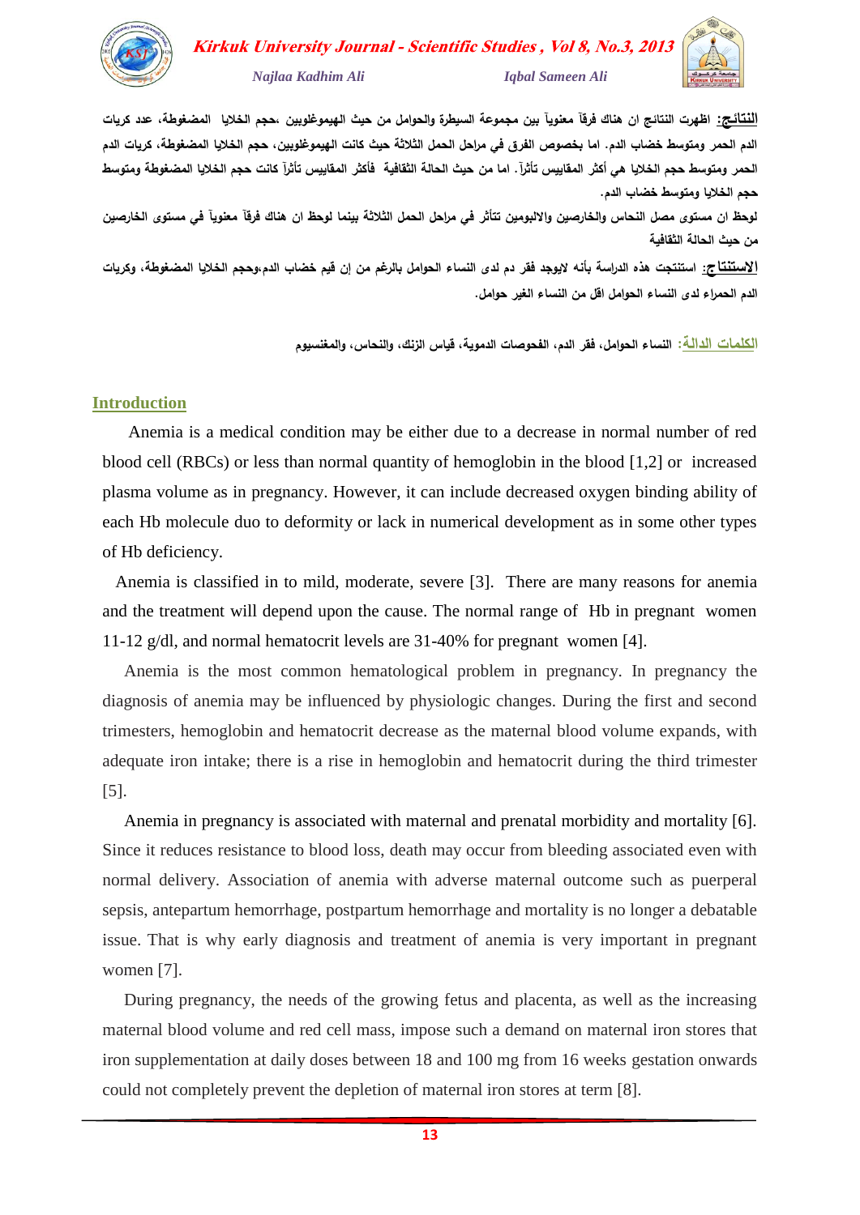**النتائج:** اظهرت النتائج ان هناك فرقآ معنويآ بين مجموعة السيطرة والحوامل من حيث الهيموغلوبين ،حجم الخلايا المضغوطة، عدد كريات الدم الحمر ومتوسط خضاب الدم. اما بخصوص الفرق في مراحل الحمل الثلاثة حيث كانت الهيموغلوبين، حجم الخلايا المضغوطة، كريات الدم الحمر ومتوسط حجم الخلايا هي أكثر المقاييس تأثرآ. اما من حيث الحالة الثقافية فأكثر المقاييس تأثرآ كانت حجم الخلايا المضغوطة ومتوسط حجم الخلايا ومتوسط خضاب الدم.

لوحظ ان مستوى مصل النحاس والخارصين والالبومين تتأثر في مراحل الحمل الثلاثة بينما لوحظ ان هناك فرقآ معنويآ في مستوى الخارصين من حيث الحالة الثقافية

**الاستنتاج:** استنتجت هذه الدراسة بأنه لايوجد فقر دم لدى النساء الحوامل بالرغم من إن قيم خضاب الدم،وحجم الخلايا المضغوطة، وكريات الدم الحمراء لدى النساء الحوامل اقل من النساء الغير حوامل.

**الكلمات الدالة:** النساء الحوامل، فقر الدم، الفحوصات الدموية، قياس الزنك، والنحاس، والمغنسيوم

## Introduction

Anemia is a medical condition may be either due to a decrease in normal number of red blood cell (RBCs) or less than normal quantity of hemoglobin in the blood [1,2] or increased plasma volume as in pregnancy. However, it can include decreased oxygen binding ability of each Hb molecule duo to deformity or lack in numerical development as in some other types of Hb deficiency.

Anemia is classified in to mild, moderate, severe [3]. There are many reasons for anemia and the treatment will depend upon the cause. The normal range of Hb in pregnant women 11-12 g/dl, and normal hematocrit levels are 31-40% for pregnant women [4].

Anemia is the most common hematological problem in pregnancy. In pregnancy the diagnosis of anemia may be influenced by physiologic changes. During the first and second trimesters, hemoglobin and hematocrit decrease as the maternal blood volume expands, with adequate iron intake; there is a rise in hemoglobin and hematocrit during the third trimester [5].

Anemia in pregnancy is associated with maternal and prenatal morbidity and mortality [6]. Since it reduces resistance to blood loss, death may occur from bleeding associated even with normal delivery. Association of anemia with adverse maternal outcome such as puerperal sepsis, antepartum hemorrhage, postpartum hemorrhage and mortality is no longer a debatable issue. That is why early diagnosis and treatment of anemia is very important in pregnant women [7].

During pregnancy, the needs of the growing fetus and placenta, as well as the increasing maternal blood volume and red cell mass, impose such a demand on maternal iron stores that iron supplementation at daily doses between 18 and 100 mg from 16 weeks gestation onwards could not completely prevent the depletion of maternal iron stores at term [8].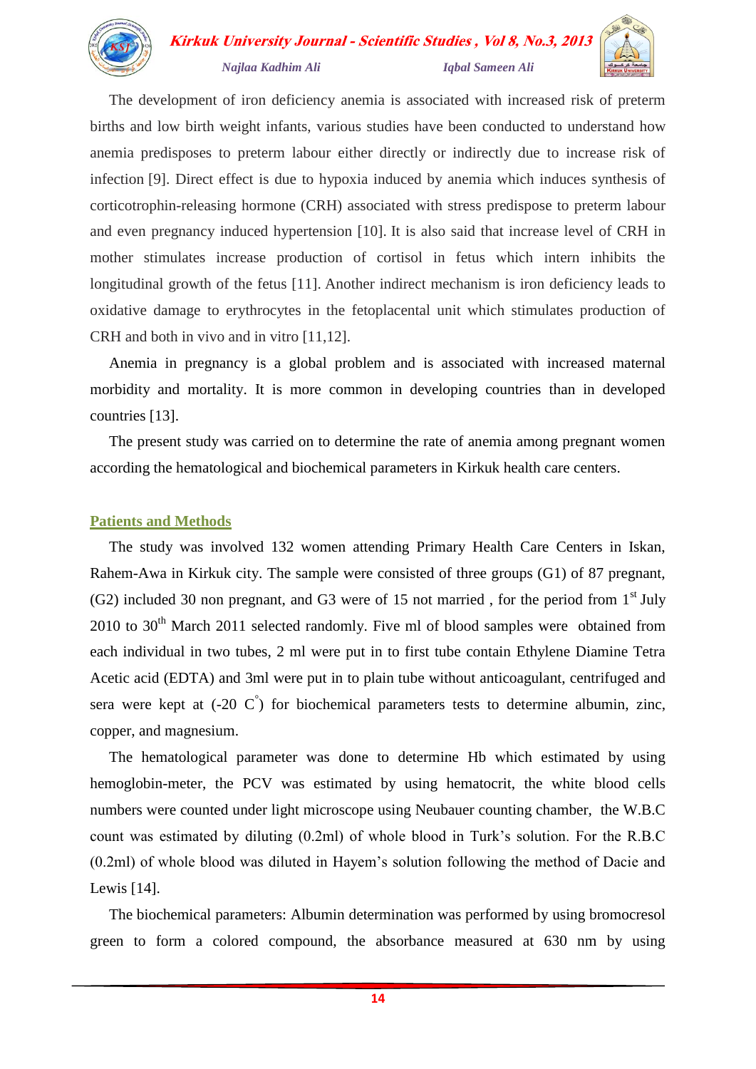The development of iron deficiency anemia is associated with increased risk of preterm births and low birth weight infants, various studies have been conducted to understand how anemia predisposes to preterm labour either directly or indirectly due to increase risk of infection [9]. Direct effect is due to hypoxia induced by anemia which induces synthesis of corticotrophin-releasing hormone (CRH) associated with stress predispose to preterm labour and even pregnancy induced hypertension [10]. It is also said that increase level of CRH in mother stimulates increase production of cortisol in fetus which intern inhibits the longitudinal growth of the fetus [11]. Another indirect mechanism is iron deficiency leads to oxidative damage to erythrocytes in the fetoplacental unit which stimulates production of CRH and both in vivo and in vitro [11,12].

Anemia in pregnancy is a global problem and is associated with increased maternal morbidity and mortality. It is more common in developing countries than in developed countries [13].

The present study was carried on to determine the rate of anemia among pregnant women according the hematological and biochemical parameters in Kirkuk health care centers.

## Patients and Methods

The study was involved 132 women attending Primary Health Care Centers in Iskan, Rahem-Awa in Kirkuk city. The sample were consisted of three groups (G1) of 87 pregnant, (G2) included 30 non pregnant, and G3 were of 15 not married , for the period from 1st July 2010 to 30th March 2011 selected randomly. Five ml of blood samples were obtained from each individual in two tubes, 2 ml were put in to first tube contain Ethylene Diamine Tetra Acetic acid (EDTA) and 3ml were put in to plain tube without anticoagulant, centrifuged and sera were kept at (-20 $C^{\circ}$) for biochemical parameters tests to determine albumin, zinc, copper, and magnesium.

The hematological parameter was done to determine Hb which estimated by using hemoglobin-meter, the PCV was estimated by using hematocrit, the white blood cells numbers were counted under light microscope using Neubauer counting chamber, the W.B.C count was estimated by diluting (0.2ml) of whole blood in Turk's solution. For the R.B.C (0.2ml) of whole blood was diluted in Hayem's solution following the method of Dacie and Lewis [14].

The biochemical parameters: Albumin determination was performed by using bromocresol green to form a colored compound, the absorbance measured at 630 nm by using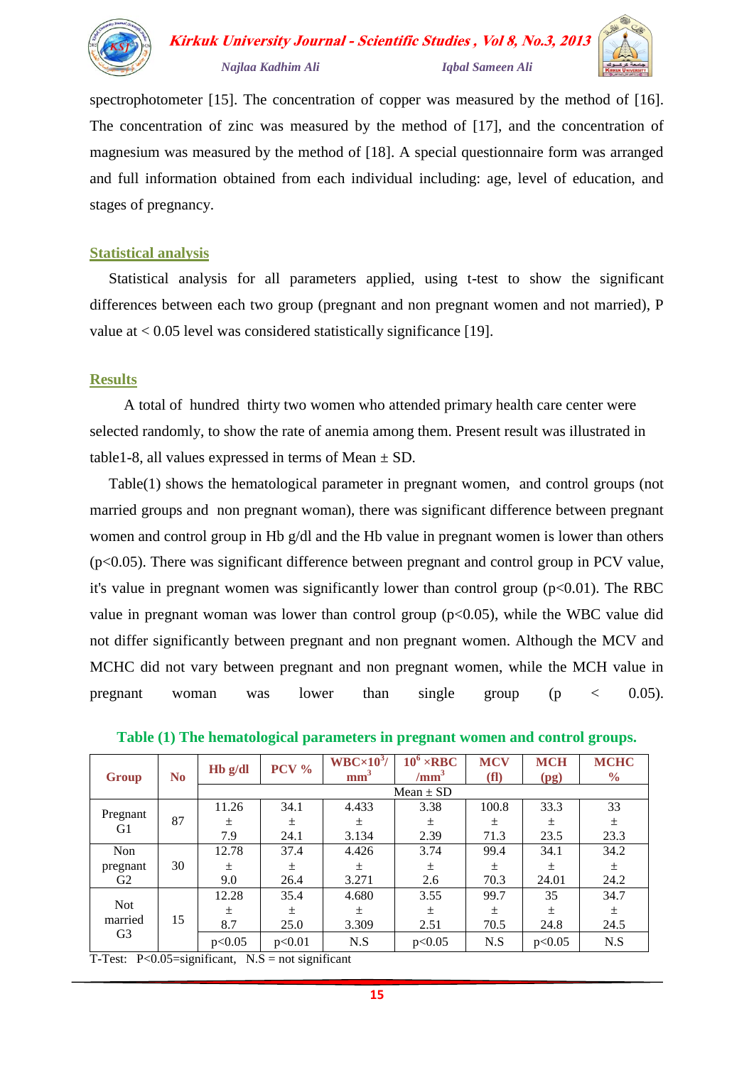spectrophotometer [15]. The concentration of copper was measured by the method of [16]. The concentration of zinc was measured by the method of [17], and the concentration of magnesium was measured by the method of [18]. A special questionnaire form was arranged and full information obtained from each individual including: age, level of education, and stages of pregnancy.

## Statistical analysis

Statistical analysis for all parameters applied, using t-test to show the significant differences between each two group (pregnant and non pregnant women and not married), P value at < 0.05 level was considered statistically significance [19].

## Results

A total of hundred thirty two women who attended primary health care center were selected randomly, to show the rate of anemia among them. Present result was illustrated in table1-8, all values expressed in terms of Mean ± SD.

Table(1) shows the hematological parameter in pregnant women, and control groups (not married groups and non pregnant woman), there was significant difference between pregnant women and control group in Hb g/dl and the Hb value in pregnant women is lower than others ($p<0.05$). There was significant difference between pregnant and control group in PCV value, it's value in pregnant women was significantly lower than control group ($p<0.01$). The RBC value in pregnant woman was lower than control group ($p<0.05$), while the WBC value did not differ significantly between pregnant and non pregnant women. Although the MCV and MCHC did not vary between pregnant and non pregnant women, while the MCH value in pregnant woman was lower than single group ($p < 0.05$).

**Table (1) The hematological parameters in pregnant women and control groups.**

| Group | No | Hb g/dl | PCV % | WBC×$10^3$/ mm$^3$ | $10^6$ ×RBC /mm$^3$ | MCV (fl) | MCH (pg) | MCHC % |
|---|---|---|---|---|---|---|---|---|
| | | Mean ± SD | | | | | | |
| Pregnant G1 | 87 | 11.26 ± 7.9 | 34.1 ± 24.1 | 4.433 ± 3.134 | 3.38 ± 2.39 | 100.8 ± 71.3 | 33.3 ± 23.5 | 33 ± 23.3 |
| Non pregnant G2 | 30 | 12.78 ± 9.0 | 37.4 ± 26.4 | 4.426 ± 3.271 | 3.74 ± 2.6 | 99.4 ± 70.3 | 34.1 ± 24.01 | 34.2 ± 24.2 |
| Not married G3 | 15 | 12.28 ± 8.7 | 35.4 ± 25.0 | 4.680 ± 3.309 | 3.55 ± 2.51 | 99.7 ± 70.5 | 35 ± 24.8 | 34.7 ± 24.5 |
| | | p<0.05 | p<0.01 | N.S | p<0.05 | N.S | p<0.05 | N.S |

T-Test: P<0.05=significant, N.S = not significant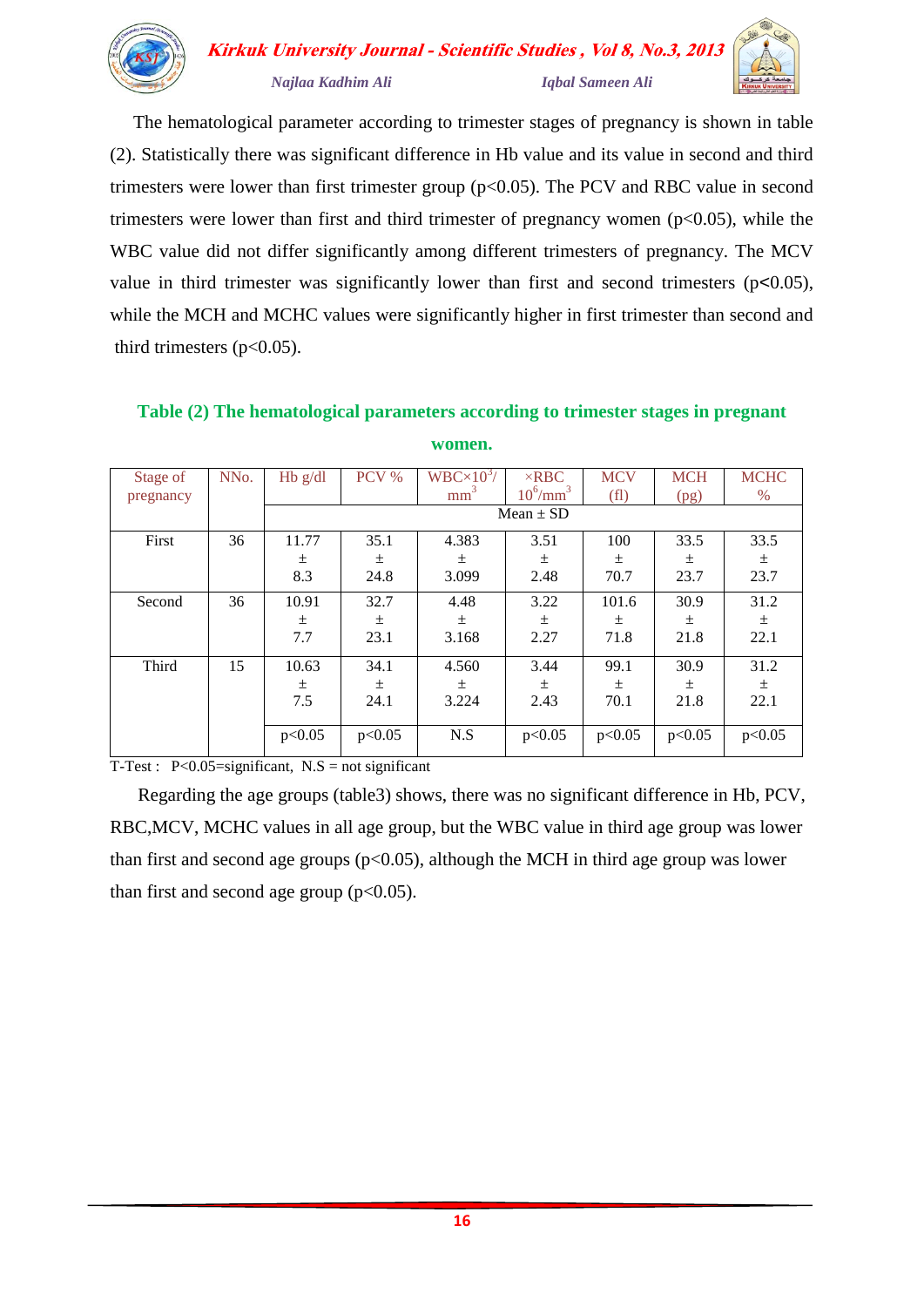The hematological parameter according to trimester stages of pregnancy is shown in table (2). Statistically there was significant difference in Hb value and its value in second and third trimesters were lower than first trimester group ($p<0.05$). The PCV and RBC value in second trimesters were lower than first and third trimester of pregnancy women ($p<0.05$), while the WBC value did not differ significantly among different trimesters of pregnancy. The MCV value in third trimester was significantly lower than first and second trimesters ($p<0.05$), while the MCH and MCHC values were significantly higher in first trimester than second and third trimesters ($p<0.05$).

**Table (2) The hematological parameters according to trimester stages in pregnant women.**

| Stage of pregnancy | NNo. | Hb g/dl | PCV % | WBC×$10^3$/ $mm^3$ | ×RBC $10^6/mm^3$ | MCV (fl) | MCH (pg) | MCHC % |
|---|---|---|---|---|---|---|---|---|
| | | Mean ± SD | | | | | | |
| First | 36 | 11.77 ± 8.3 | 35.1 ± 24.8 | 4.383 ± 3.099 | 3.51 ± 2.48 | 100 ± 70.7 | 33.5 ± 23.7 | 33.5 ± 23.7 |
| Second | 36 | 10.91 ± 7.7 | 32.7 ± 23.1 | 4.48 ± 3.168 | 3.22 ± 2.27 | 101.6 ± 71.8 | 30.9 ± 21.8 | 31.2 ± 22.1 |
| Third | 15 | 10.63 ± 7.5 | 34.1 ± 24.1 | 4.560 ± 3.224 | 3.44 ± 2.43 | 99.1 ± 70.1 | 30.9 ± 21.8 | 31.2 ± 22.1 |
| | | $p<0.05$ | $p<0.05$ | N.S | $p<0.05$ | $p<0.05$ | $p<0.05$ | $p<0.05$ |

T-Test : $P<0.05$=significant, N.S = not significant

Regarding the age groups (table3) shows, there was no significant difference in Hb, PCV, RBC,MCV, MCHC values in all age group, but the WBC value in third age group was lower than first and second age groups ($p<0.05$), although the MCH in third age group was lower than first and second age group ($p<0.05$).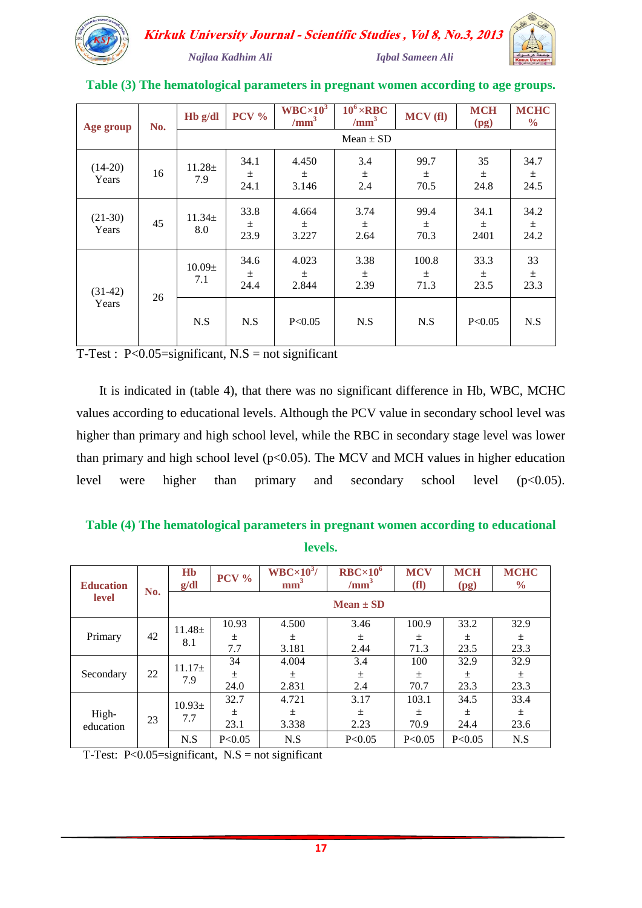**Table (3) The hematological parameters in pregnant women according to age groups.**

| Age group | No. | Hb g/dl | PCV % | WBC×$10^3$ /$mm^3$ | $10^6$ ×RBC /$mm^3$ | MCV (fl) | MCH (pg) | MCHC % |
|---|---|---|---|---|---|---|---|---|
| | | Mean ± SD | | | | | | |
| (14-20) Years | 16 | 11.28± 7.9 | 34.1 ± 24.1 | 4.450 ± 3.146 | 3.4 ± 2.4 | 99.7 ± 70.5 | 35 ± 24.8 | 34.7 ± 24.5 |
| (21-30) Years | 45 | 11.34± 8.0 | 33.8 ± 23.9 | 4.664 ± 3.227 | 3.74 ± 2.64 | 99.4 ± 70.3 | 34.1 ± 2401 | 34.2 ± 24.2 |
| (31-42) Years | 26 | 10.09± 7.1 | 34.6 ± 24.4 | 4.023 ± 2.844 | 3.38 ± 2.39 | 100.8 ± 71.3 | 33.3 ± 23.5 | 33 ± 23.3 |
| | | N.S | N.S | P<0.05 | N.S | N.S | P<0.05 | N.S |

T-Test : P<0.05=significant, N.S = not significant

It is indicated in (table 4), that there was no significant difference in Hb, WBC, MCHC values according to educational levels. Although the PCV value in secondary school level was higher than primary and high school level, while the RBC in secondary stage level was lower than primary and high school level (p<0.05). The MCV and MCH values in higher education level were higher than primary and secondary school level (p<0.05).

**Table (4) The hematological parameters in pregnant women according to educational levels.**

| Education level | No. | Hb g/dl | PCV % | WBC×$10^3$/ $mm^3$ | RBC×$10^6$ /$mm^3$ | MCV (fl) | MCH (pg) | MCHC % |
|---|---|---|---|---|---|---|---|---|
| | | Mean ± SD | | | | | | |
| Primary | 42 | 11.48± 8.1 | 10.93 ± 7.7 | 4.500 ± 3.181 | 3.46 ± 2.44 | 100.9 ± 71.3 | 33.2 ± 23.5 | 32.9 ± 23.3 |
| Secondary | 22 | 11.17± 7.9 | 34 ± 24.0 | 4.004 ± 2.831 | 3.4 ± 2.4 | 100 ± 70.7 | 32.9 ± 23.3 | 32.9 ± 23.3 |
| High-education | 23 | 10.93± 7.7 | 32.7 ± 23.1 | 4.721 ± 3.338 | 3.17 ± 2.23 | 103.1 ± 70.9 | 34.5 ± 24.4 | 33.4 ± 23.6 |
| | | N.S | P<0.05 | N.S | P<0.05 | P<0.05 | P<0.05 | N.S |

T-Test: P<0.05=significant, N.S = not significant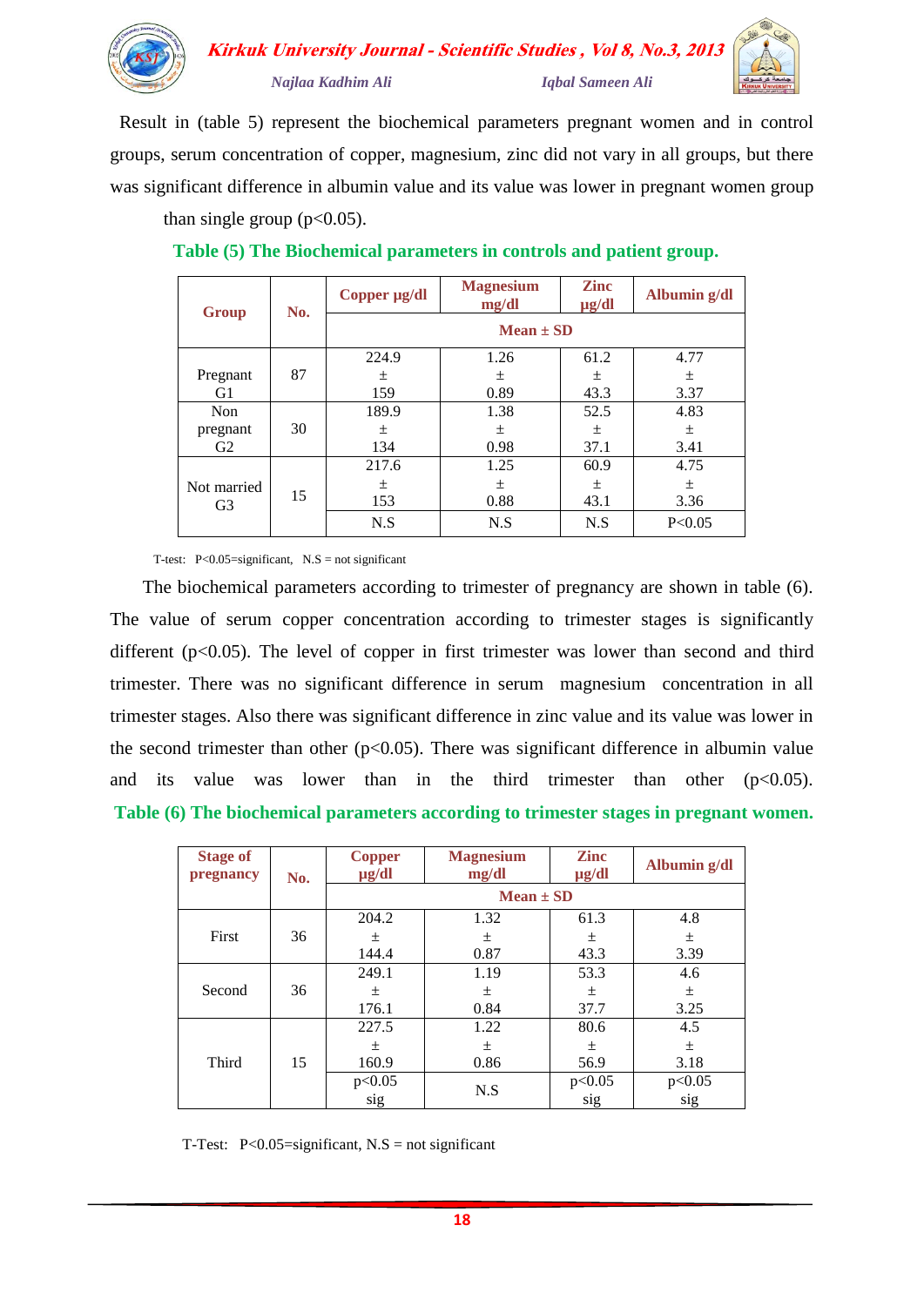Result in (table 5) represent the biochemical parameters pregnant women and in control groups, serum concentration of copper, magnesium, zinc did not vary in all groups, but there was significant difference in albumin value and its value was lower in pregnant women group than single group ($p<0.05$).

**Table (5) The Biochemical parameters in controls and patient group.**

| Group | No. | Copper µg/dl | Magnesium mg/dl | Zinc µg/dl | Albumin g/dl |
|---|---|---|---|---|---|
| | | Mean ± SD | | | |
| Pregnant G1 | 87 | 224.9 ± 159 | 1.26 ± 0.89 | 61.2 ± 43.3 | 4.77 ± 3.37 |
| Non pregnant G2 | 30 | 189.9 ± 134 | 1.38 ± 0.98 | 52.5 ± 37.1 | 4.83 ± 3.41 |
| Not married G3 | 15 | 217.6 ± 153 | 1.25 ± 0.88 | 60.9 ± 43.1 | 4.75 ± 3.36 |
| | | N.S | N.S | N.S | P<0.05 |

T-test: P<0.05=significant, N.S = not significant

The biochemical parameters according to trimester of pregnancy are shown in table (6). The value of serum copper concentration according to trimester stages is significantly different ($p<0.05$). The level of copper in first trimester was lower than second and third trimester. There was no significant difference in serum magnesium concentration in all trimester stages. Also there was significant difference in zinc value and its value was lower in the second trimester than other ($p<0.05$). There was significant difference in albumin value and its value was lower than in the third trimester than other ($p<0.05$).

**Table (6) The biochemical parameters according to trimester stages in pregnant women.**

| Stage of pregnancy | No. | Copper µg/dl | Magnesium mg/dl | Zinc µg/dl | Albumin g/dl |
|---|---|---|---|---|---|
| | | Mean ± SD | | | |
| First | 36 | 204.2 ± 144.4 | 1.32 ± 0.87 | 61.3 ± 43.3 | 4.8 ± 3.39 |
| Second | 36 | 249.1 ± 176.1 | 1.19 ± 0.84 | 53.3 ± 37.7 | 4.6 ± 3.25 |
| Third | 15 | 227.5 ± 160.9 | 1.22 ± 0.86 | 80.6 ± 56.9 | 4.5 ± 3.18 |
| | | p<0.05 sig | N.S | p<0.05 sig | p<0.05 sig |

T-Test: P<0.05=significant, N.S = not significant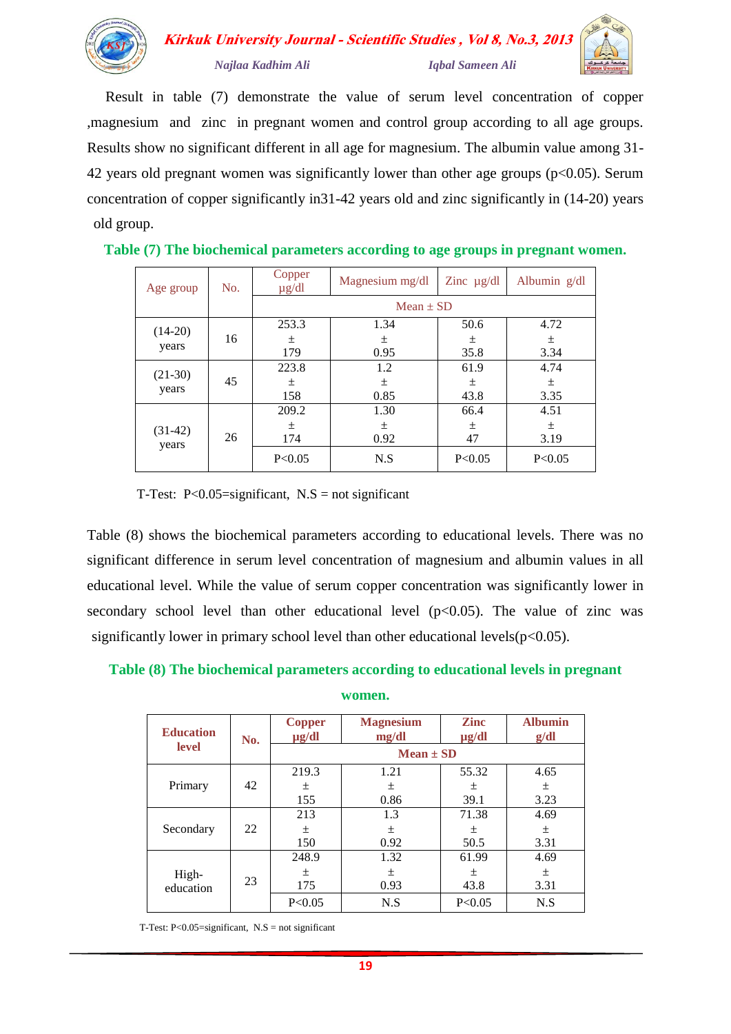Result in table (7) demonstrate the value of serum level concentration of copper ,magnesium and zinc in pregnant women and control group according to all age groups. Results show no significant different in all age for magnesium. The albumin value among 31-42 years old pregnant women was significantly lower than other age groups ($p<0.05$). Serum concentration of copper significantly in31-42 years old and zinc significantly in (14-20) years old group.

**Table (7) The biochemical parameters according to age groups in pregnant women.**

| Age group | No. | Copper µg/dl | Magnesium mg/dl | Zinc µg/dl | Albumin g/dl |
|---|---|---|---|---|---|
| | | Mean ± SD | | | |
| (14-20) years | 16 | 253.3 ± 179 | 1.34 ± 0.95 | 50.6 ± 35.8 | 4.72 ± 3.34 |
| (21-30) years | 45 | 223.8 ± 158 | 1.2 ± 0.85 | 61.9 ± 43.8 | 4.74 ± 3.35 |
| (31-42) years | 26 | 209.2 ± 174 | 1.30 ± 0.92 | 66.4 ± 47 | 4.51 ± 3.19 |
| | | P<0.05 | N.S | P<0.05 | P<0.05 |

T-Test: $P<0.05$=significant, N.S = not significant

Table (8) shows the biochemical parameters according to educational levels. There was no significant difference in serum level concentration of magnesium and albumin values in all educational level. While the value of serum copper concentration was significantly lower in secondary school level than other educational level ($p<0.05$). The value of zinc was significantly lower in primary school level than other educational levels($p<0.05$).

**Table (8) The biochemical parameters according to educational levels in pregnant women.**

| Education level | No. | Copper µg/dl | Magnesium mg/dl | Zinc µg/dl | Albumin g/dl |
|---|---|---|---|---|---|
| | | Mean ± SD | | | |
| Primary | 42 | 219.3 ± 155 | 1.21 ± 0.86 | 55.32 ± 39.1 | 4.65 ± 3.23 |
| Secondary | 22 | 213 ± 150 | 1.3 ± 0.92 | 71.38 ± 50.5 | 4.69 ± 3.31 |
| High-education | 23 | 248.9 ± 175 | 1.32 ± 0.93 | 61.99 ± 43.8 | 4.69 ± 3.31 |
| | | P<0.05 | N.S | P<0.05 | N.S |

T-Test: $P<0.05$=significant, N.S = not significant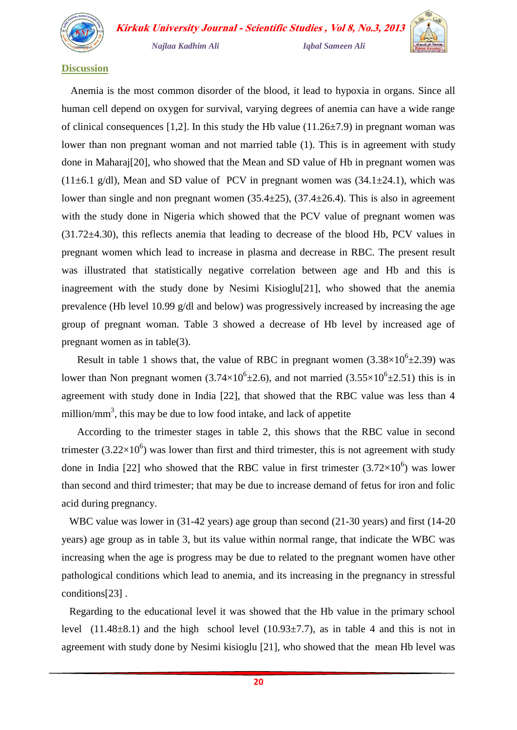## Discussion

Anemia is the most common disorder of the blood, it lead to hypoxia in organs. Since all human cell depend on oxygen for survival, varying degrees of anemia can have a wide range of clinical consequences [1,2]. In this study the Hb value (11.26±7.9) in pregnant woman was lower than non pregnant woman and not married table (1). This is in agreement with study done in Maharaj[20], who showed that the Mean and SD value of Hb in pregnant women was (11±6.1 g/dl), Mean and SD value of PCV in pregnant women was (34.1±24.1), which was lower than single and non pregnant women (35.4±25), (37.4±26.4). This is also in agreement with the study done in Nigeria which showed that the PCV value of pregnant women was (31.72±4.30), this reflects anemia that leading to decrease of the blood Hb, PCV values in pregnant women which lead to increase in plasma and decrease in RBC. The present result was illustrated that statistically negative correlation between age and Hb and this is inagreement with the study done by Nesimi Kisioglu[21], who showed that the anemia prevalence (Hb level 10.99 g/dl and below) was progressively increased by increasing the age group of pregnant woman. Table 3 showed a decrease of Hb level by increased age of pregnant women as in table(3).

Result in table 1 shows that, the value of RBC in pregnant women ($3.38\times10^6$±2.39) was lower than Non pregnant women ($3.74\times10^6$±2.6), and not married ($3.55\times10^6$±2.51) this is in agreement with study done in India [22], that showed that the RBC value was less than 4 million/$mm^3$, this may be due to low food intake, and lack of appetite

According to the trimester stages in table 2, this shows that the RBC value in second trimester ($3.22\times10^6$) was lower than first and third trimester, this is not agreement with study done in India [22] who showed that the RBC value in first trimester ($3.72\times10^6$) was lower than second and third trimester; that may be due to increase demand of fetus for iron and folic acid during pregnancy.

WBC value was lower in (31-42 years) age group than second (21-30 years) and first (14-20 years) age group as in table 3, but its value within normal range, that indicate the WBC was increasing when the age is progress may be due to related to the pregnant women have other pathological conditions which lead to anemia, and its increasing in the pregnancy in stressful conditions[23] .

Regarding to the educational level it was showed that the Hb value in the primary school level (11.48±8.1) and the high school level (10.93±7.7), as in table 4 and this is not in agreement with study done by Nesimi kisioglu [21], who showed that the mean Hb level was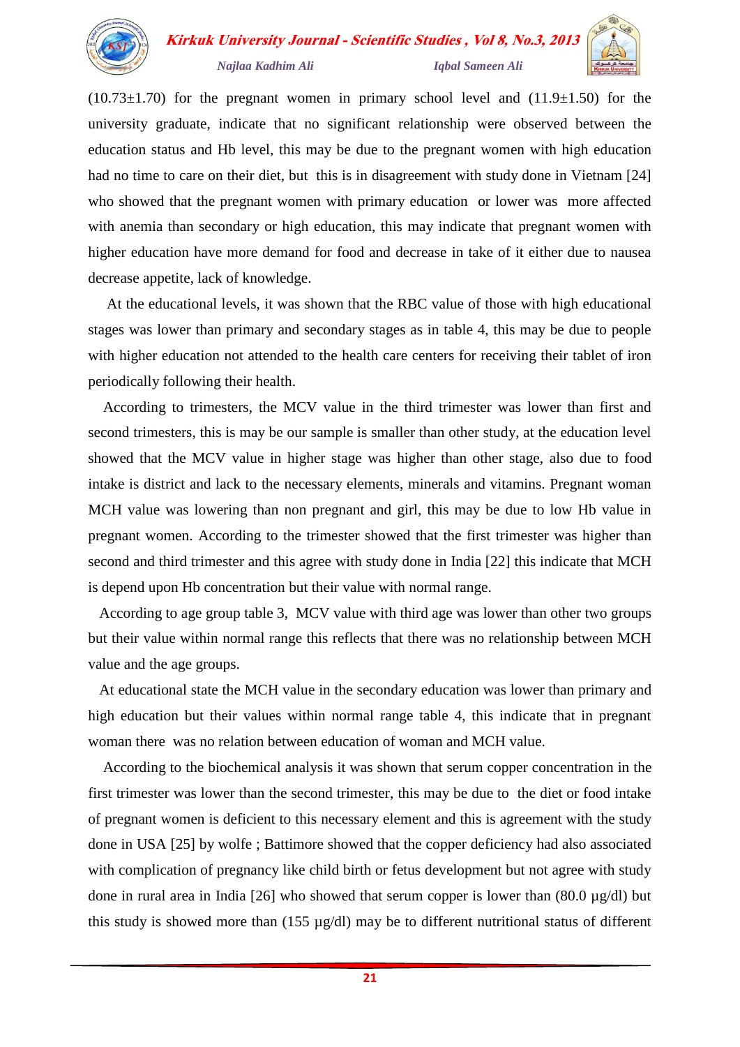(10.73±1.70) for the pregnant women in primary school level and (11.9±1.50) for the university graduate, indicate that no significant relationship were observed between the education status and Hb level, this may be due to the pregnant women with high education had no time to care on their diet, but this is in disagreement with study done in Vietnam [24] who showed that the pregnant women with primary education or lower was more affected with anemia than secondary or high education, this may indicate that pregnant women with higher education have more demand for food and decrease in take of it either due to nausea decrease appetite, lack of knowledge.

At the educational levels, it was shown that the RBC value of those with high educational stages was lower than primary and secondary stages as in table 4, this may be due to people with higher education not attended to the health care centers for receiving their tablet of iron periodically following their health.

According to trimesters, the MCV value in the third trimester was lower than first and second trimesters, this is may be our sample is smaller than other study, at the education level showed that the MCV value in higher stage was higher than other stage, also due to food intake is district and lack to the necessary elements, minerals and vitamins. Pregnant woman MCH value was lowering than non pregnant and girl, this may be due to low Hb value in pregnant women. According to the trimester showed that the first trimester was higher than second and third trimester and this agree with study done in India [22] this indicate that MCH is depend upon Hb concentration but their value with normal range.

According to age group table 3, MCV value with third age was lower than other two groups but their value within normal range this reflects that there was no relationship between MCH value and the age groups.

At educational state the MCH value in the secondary education was lower than primary and high education but their values within normal range table 4, this indicate that in pregnant woman there was no relation between education of woman and MCH value.

According to the biochemical analysis it was shown that serum copper concentration in the first trimester was lower than the second trimester, this may be due to the diet or food intake of pregnant women is deficient to this necessary element and this is agreement with the study done in USA [25] by wolfe ; Battimore showed that the copper deficiency had also associated with complication of pregnancy like child birth or fetus development but not agree with study done in rural area in India [26] who showed that serum copper is lower than (80.0 µg/dl) but this study is showed more than (155 µg/dl) may be to different nutritional status of different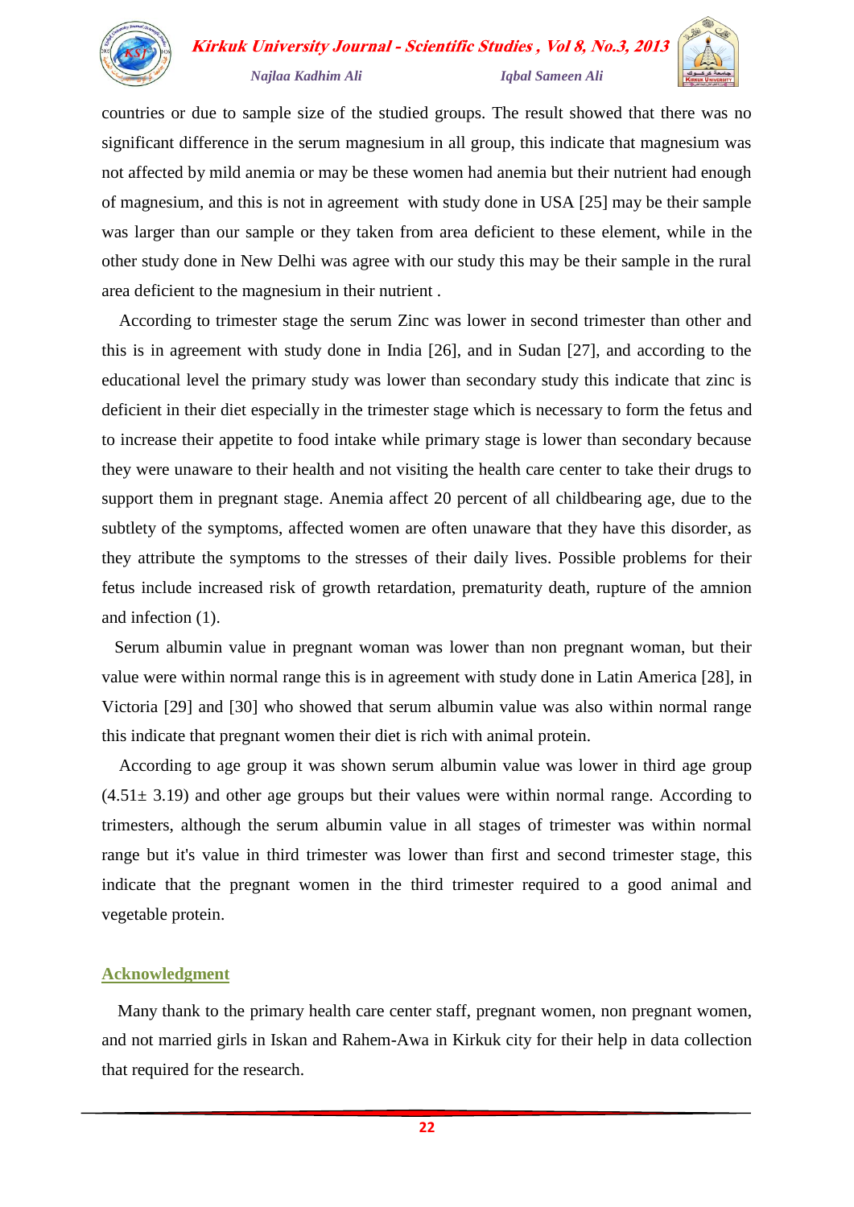countries or due to sample size of the studied groups. The result showed that there was no significant difference in the serum magnesium in all group, this indicate that magnesium was not affected by mild anemia or may be these women had anemia but their nutrient had enough of magnesium, and this is not in agreement with study done in USA [25] may be their sample was larger than our sample or they taken from area deficient to these element, while in the other study done in New Delhi was agree with our study this may be their sample in the rural area deficient to the magnesium in their nutrient .

According to trimester stage the serum Zinc was lower in second trimester than other and this is in agreement with study done in India [26], and in Sudan [27], and according to the educational level the primary study was lower than secondary study this indicate that zinc is deficient in their diet especially in the trimester stage which is necessary to form the fetus and to increase their appetite to food intake while primary stage is lower than secondary because they were unaware to their health and not visiting the health care center to take their drugs to support them in pregnant stage. Anemia affect 20 percent of all childbearing age, due to the subtlety of the symptoms, affected women are often unaware that they have this disorder, as they attribute the symptoms to the stresses of their daily lives. Possible problems for their fetus include increased risk of growth retardation, prematurity death, rupture of the amnion and infection (1).

Serum albumin value in pregnant woman was lower than non pregnant woman, but their value were within normal range this is in agreement with study done in Latin America [28], in Victoria [29] and [30] who showed that serum albumin value was also within normal range this indicate that pregnant women their diet is rich with animal protein.

According to age group it was shown serum albumin value was lower in third age group (4.51± 3.19) and other age groups but their values were within normal range. According to trimesters, although the serum albumin value in all stages of trimester was within normal range but it's value in third trimester was lower than first and second trimester stage, this indicate that the pregnant women in the third trimester required to a good animal and vegetable protein.

## Acknowledgment

Many thank to the primary health care center staff, pregnant women, non pregnant women, and not married girls in Iskan and Rahem-Awa in Kirkuk city for their help in data collection that required for the research.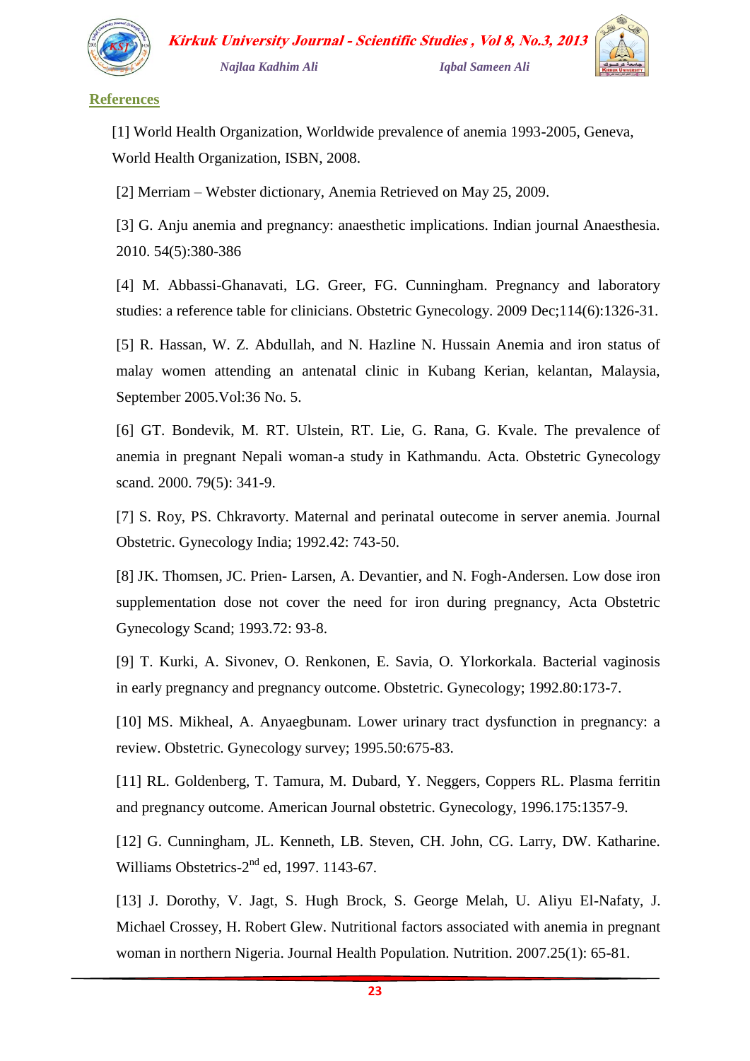## References

[1] World Health Organization, Worldwide prevalence of anemia 1993-2005, Geneva, World Health Organization, ISBN, 2008.

[2] Merriam – Webster dictionary, Anemia Retrieved on May 25, 2009.

[3] G. Anju anemia and pregnancy: anaesthetic implications. Indian journal Anaesthesia. 2010. 54(5):380-386

[4] M. Abbassi-Ghanavati, LG. Greer, FG. Cunningham. Pregnancy and laboratory studies: a reference table for clinicians. Obstetric Gynecology. 2009 Dec;114(6):1326-31.

[5] R. Hassan, W. Z. Abdullah, and N. Hazline N. Hussain Anemia and iron status of malay women attending an antenatal clinic in Kubang Kerian, kelantan, Malaysia, September 2005.Vol:36 No. 5.

[6] GT. Bondevik, M. RT. Ulstein, RT. Lie, G. Rana, G. Kvale. The prevalence of anemia in pregnant Nepali woman-a study in Kathmandu. Acta. Obstetric Gynecology scand. 2000. 79(5): 341-9.

[7] S. Roy, PS. Chkravorty. Maternal and perinatal outecome in server anemia. Journal Obstetric. Gynecology India; 1992.42: 743-50.

[8] JK. Thomsen, JC. Prien- Larsen, A. Devantier, and N. Fogh-Andersen. Low dose iron supplementation dose not cover the need for iron during pregnancy, Acta Obstetric Gynecology Scand; 1993.72: 93-8.

[9] T. Kurki, A. Sivonev, O. Renkonen, E. Savia, O. Ylorkorkala. Bacterial vaginosis in early pregnancy and pregnancy outcome. Obstetric. Gynecology; 1992.80:173-7.

[10] MS. Mikheal, A. Anyaegbunam. Lower urinary tract dysfunction in pregnancy: a review. Obstetric. Gynecology survey; 1995.50:675-83.

[11] RL. Goldenberg, T. Tamura, M. Dubard, Y. Neggers, Coppers RL. Plasma ferritin and pregnancy outcome. American Journal obstetric. Gynecology, 1996.175:1357-9.

[12] G. Cunningham, JL. Kenneth, LB. Steven, CH. John, CG. Larry, DW. Katharine. Williams Obstetrics-2nd ed, 1997. 1143-67.

[13] J. Dorothy, V. Jagt, S. Hugh Brock, S. George Melah, U. Aliyu El-Nafaty, J. Michael Crossey, H. Robert Glew. Nutritional factors associated with anemia in pregnant woman in northern Nigeria. Journal Health Population. Nutrition. 2007.25(1): 65-81.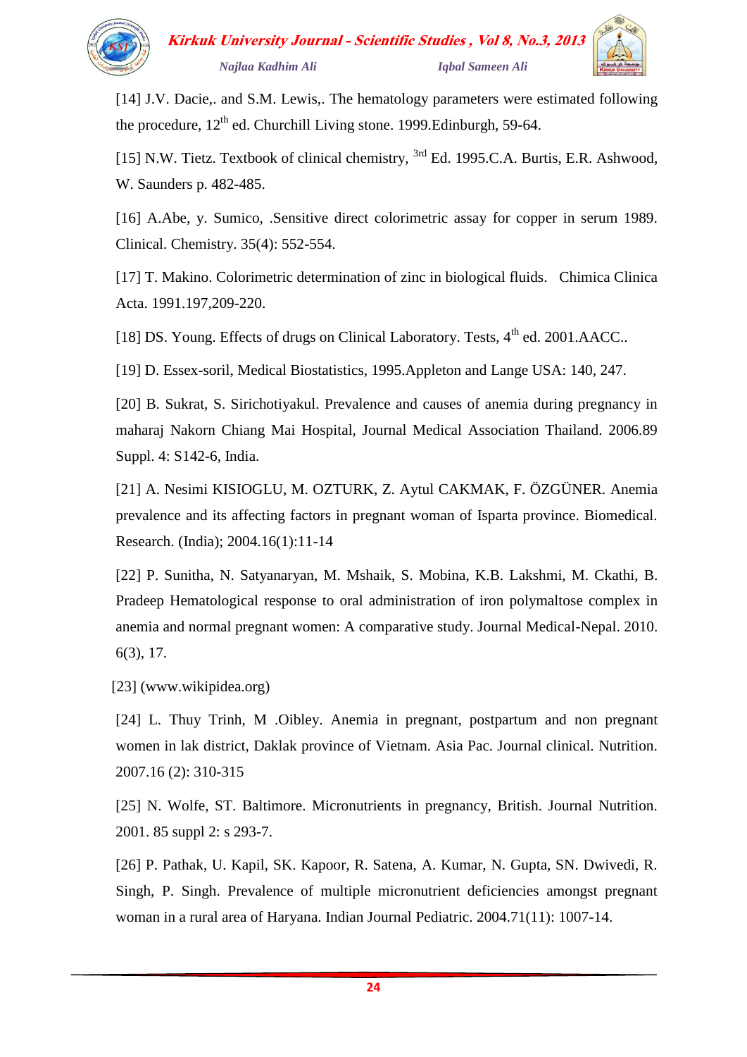[14] J.V. Dacie,. and S.M. Lewis,. The hematology parameters were estimated following the procedure, 12th ed. Churchill Living stone. 1999.Edinburgh, 59-64.

[15] N.W. Tietz. Textbook of clinical chemistry, 3rd Ed. 1995.C.A. Burtis, E.R. Ashwood, W. Saunders p. 482-485.

[16] A.Abe, y. Sumico, .Sensitive direct colorimetric assay for copper in serum 1989. Clinical. Chemistry. 35(4): 552-554.

[17] T. Makino. Colorimetric determination of zinc in biological fluids. Chimica Clinica Acta. 1991.197,209-220.

[18] DS. Young. Effects of drugs on Clinical Laboratory. Tests, 4th ed. 2001.AACC..

[19] D. Essex-soril, Medical Biostatistics, 1995.Appleton and Lange USA: 140, 247.

[20] B. Sukrat, S. Sirichotiyakul. Prevalence and causes of anemia during pregnancy in maharaj Nakorn Chiang Mai Hospital, Journal Medical Association Thailand. 2006.89 Suppl. 4: S142-6, India.

[21] A. Nesimi KISIOGLU, M. OZTURK, Z. Aytul CAKMAK, F. ÖZGÜNER. Anemia prevalence and its affecting factors in pregnant woman of Isparta province. Biomedical. Research. (India); 2004.16(1):11-14

[22] P. Sunitha, N. Satyanaryan, M. Mshaik, S. Mobina, K.B. Lakshmi, M. Ckathi, B. Pradeep Hematological response to oral administration of iron polymaltose complex in anemia and normal pregnant women: A comparative study. Journal Medical-Nepal. 2010. 6(3), 17.

[23] (www.wikipidea.org)

[24] L. Thuy Trinh, M .Oibley. Anemia in pregnant, postpartum and non pregnant women in lak district, Daklak province of Vietnam. Asia Pac. Journal clinical. Nutrition. 2007.16 (2): 310-315

[25] N. Wolfe, ST. Baltimore. Micronutrients in pregnancy, British. Journal Nutrition. 2001. 85 suppl 2: s 293-7.

[26] P. Pathak, U. Kapil, SK. Kapoor, R. Satena, A. Kumar, N. Gupta, SN. Dwivedi, R. Singh, P. Singh. Prevalence of multiple micronutrient deficiencies amongst pregnant woman in a rural area of Haryana. Indian Journal Pediatric. 2004.71(11): 1007-14.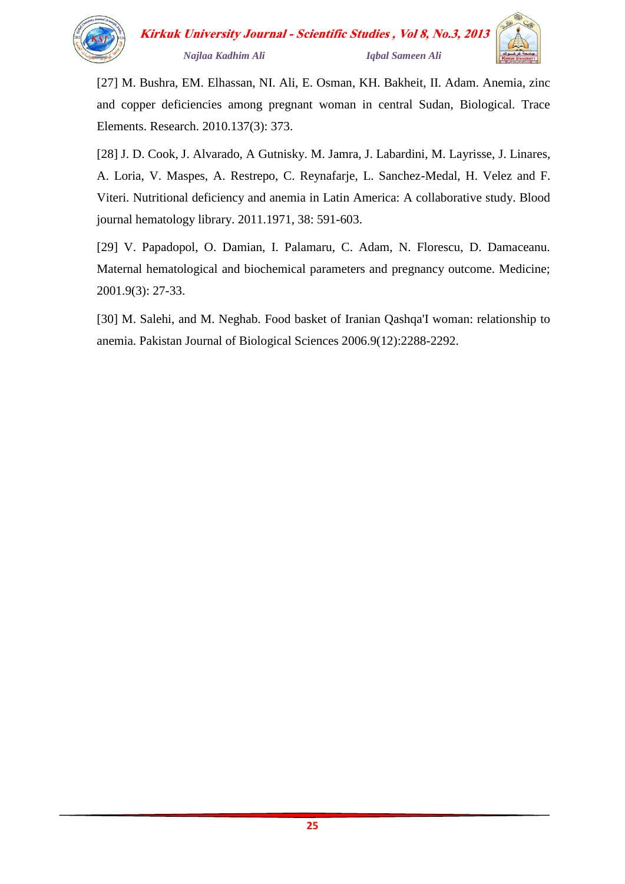[27] M. Bushra, EM. Elhassan, NI. Ali, E. Osman, KH. Bakheit, II. Adam. Anemia, zinc and copper deficiencies among pregnant woman in central Sudan, Biological. Trace Elements. Research. 2010.137(3): 373.

[28] J. D. Cook, J. Alvarado, A Gutnisky. M. Jamra, J. Labardini, M. Layrisse, J. Linares, A. Loria, V. Maspes, A. Restrepo, C. Reynafarje, L. Sanchez-Medal, H. Velez and F. Viteri. Nutritional deficiency and anemia in Latin America: A collaborative study. Blood journal hematology library. 2011.1971, 38: 591-603.

[29] V. Papadopol, O. Damian, I. Palamaru, C. Adam, N. Florescu, D. Damaceanu. Maternal hematological and biochemical parameters and pregnancy outcome. Medicine; 2001.9(3): 27-33.

[30] M. Salehi, and M. Neghab. Food basket of Iranian Qashqa'I woman: relationship to anemia. Pakistan Journal of Biological Sciences 2006.9(12):2288-2292.